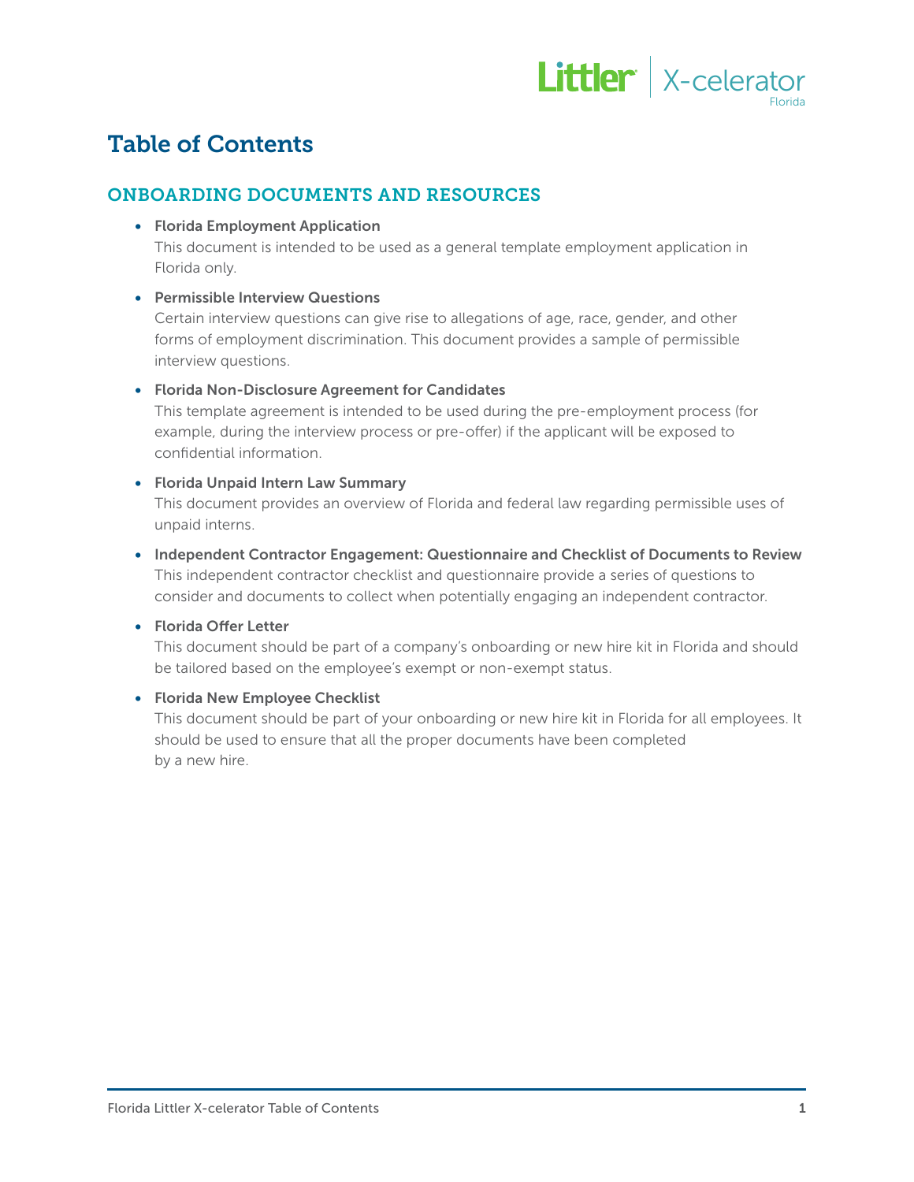# Table of Contents

## ONBOARDING DOCUMENTS AND RESOURCES

- **Florida Employment Application**
  This document is intended to be used as a general template employment application in Florida only.

- **Permissible Interview Questions**
  Certain interview questions can give rise to allegations of age, race, gender, and other forms of employment discrimination. This document provides a sample of permissible interview questions.

- **Florida Non-Disclosure Agreement for Candidates**
  This template agreement is intended to be used during the pre-employment process (for example, during the interview process or pre-offer) if the applicant will be exposed to confidential information.

- **Florida Unpaid Intern Law Summary**
  This document provides an overview of Florida and federal law regarding permissible uses of unpaid interns.

- **Independent Contractor Engagement: Questionnaire and Checklist of Documents to Review**
  This independent contractor checklist and questionnaire provide a series of questions to consider and documents to collect when potentially engaging an independent contractor.

- **Florida Offer Letter**
  This document should be part of a company's onboarding or new hire kit in Florida and should be tailored based on the employee's exempt or non-exempt status.

- **Florida New Employee Checklist**
  This document should be part of your onboarding or new hire kit in Florida for all employees. It should be used to ensure that all the proper documents have been completed by a new hire.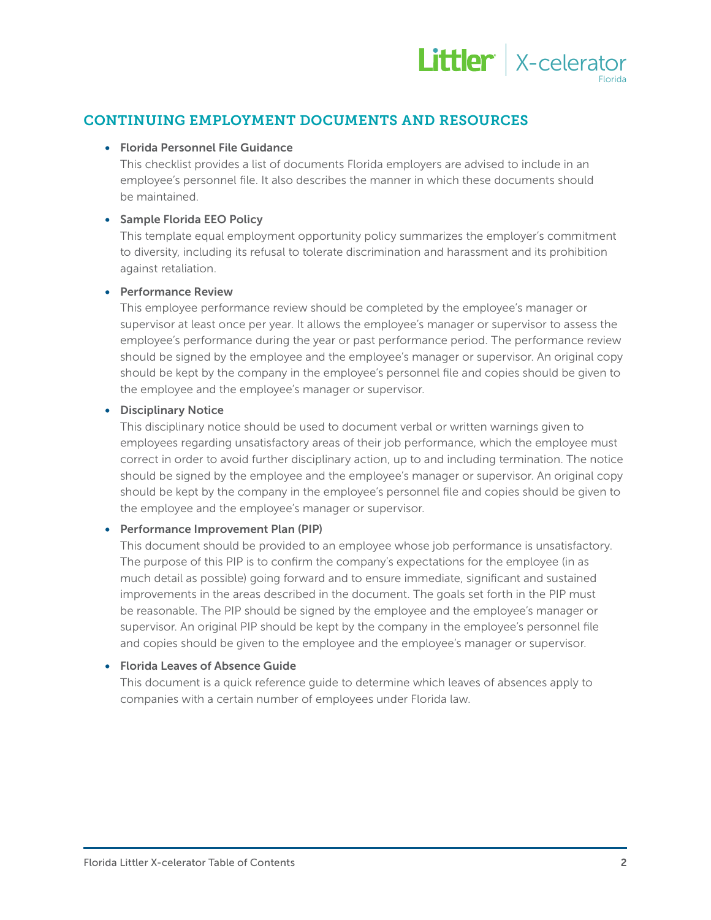## CONTINUING EMPLOYMENT DOCUMENTS AND RESOURCES

- **Florida Personnel File Guidance**
  This checklist provides a list of documents Florida employers are advised to include in an employee's personnel file. It also describes the manner in which these documents should be maintained.

- **Sample Florida EEO Policy**
  This template equal employment opportunity policy summarizes the employer's commitment to diversity, including its refusal to tolerate discrimination and harassment and its prohibition against retaliation.

- **Performance Review**
  This employee performance review should be completed by the employee's manager or supervisor at least once per year. It allows the employee's manager or supervisor to assess the employee's performance during the year or past performance period. The performance review should be signed by the employee and the employee's manager or supervisor. An original copy should be kept by the company in the employee's personnel file and copies should be given to the employee and the employee's manager or supervisor.

- **Disciplinary Notice**
  This disciplinary notice should be used to document verbal or written warnings given to employees regarding unsatisfactory areas of their job performance, which the employee must correct in order to avoid further disciplinary action, up to and including termination. The notice should be signed by the employee and the employee's manager or supervisor. An original copy should be kept by the company in the employee's personnel file and copies should be given to the employee and the employee's manager or supervisor.

- **Performance Improvement Plan (PIP)**
  This document should be provided to an employee whose job performance is unsatisfactory. The purpose of this PIP is to confirm the company's expectations for the employee (in as much detail as possible) going forward and to ensure immediate, significant and sustained improvements in the areas described in the document. The goals set forth in the PIP must be reasonable. The PIP should be signed by the employee and the employee's manager or supervisor. An original PIP should be kept by the company in the employee's personnel file and copies should be given to the employee and the employee's manager or supervisor.

- **Florida Leaves of Absence Guide**
  This document is a quick reference guide to determine which leaves of absences apply to companies with a certain number of employees under Florida law.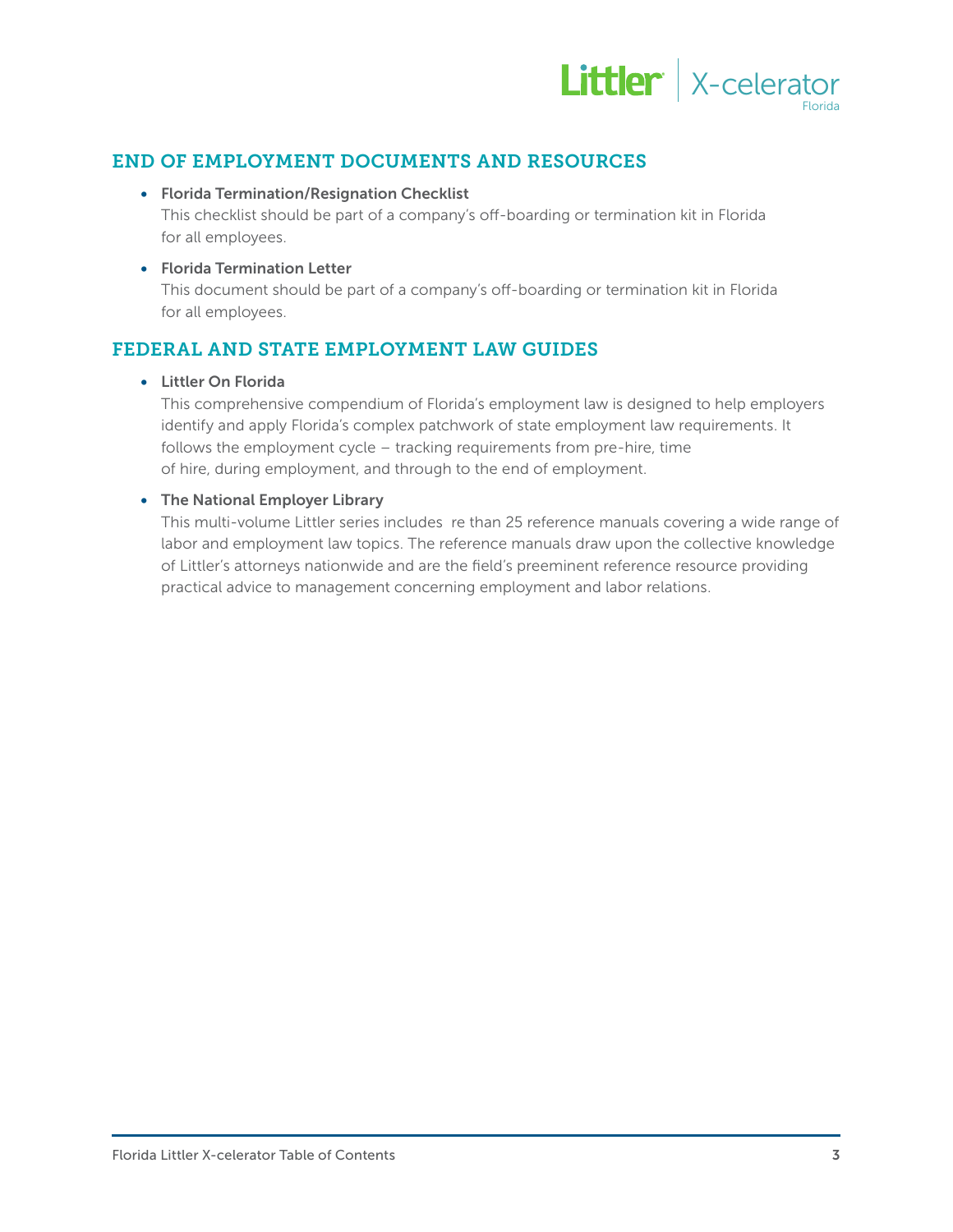## END OF EMPLOYMENT DOCUMENTS AND RESOURCES

- **Florida Termination/Resignation Checklist**
  This checklist should be part of a company's off-boarding or termination kit in Florida for all employees.
- **Florida Termination Letter**
  This document should be part of a company's off-boarding or termination kit in Florida for all employees.

## FEDERAL AND STATE EMPLOYMENT LAW GUIDES

- **Littler On Florida**
  This comprehensive compendium of Florida's employment law is designed to help employers identify and apply Florida's complex patchwork of state employment law requirements. It follows the employment cycle – tracking requirements from pre-hire, time of hire, during employment, and through to the end of employment.
- **The National Employer Library**
  This multi-volume Littler series includes re than 25 reference manuals covering a wide range of labor and employment law topics. The reference manuals draw upon the collective knowledge of Littler's attorneys nationwide and are the field's preeminent reference resource providing practical advice to management concerning employment and labor relations.